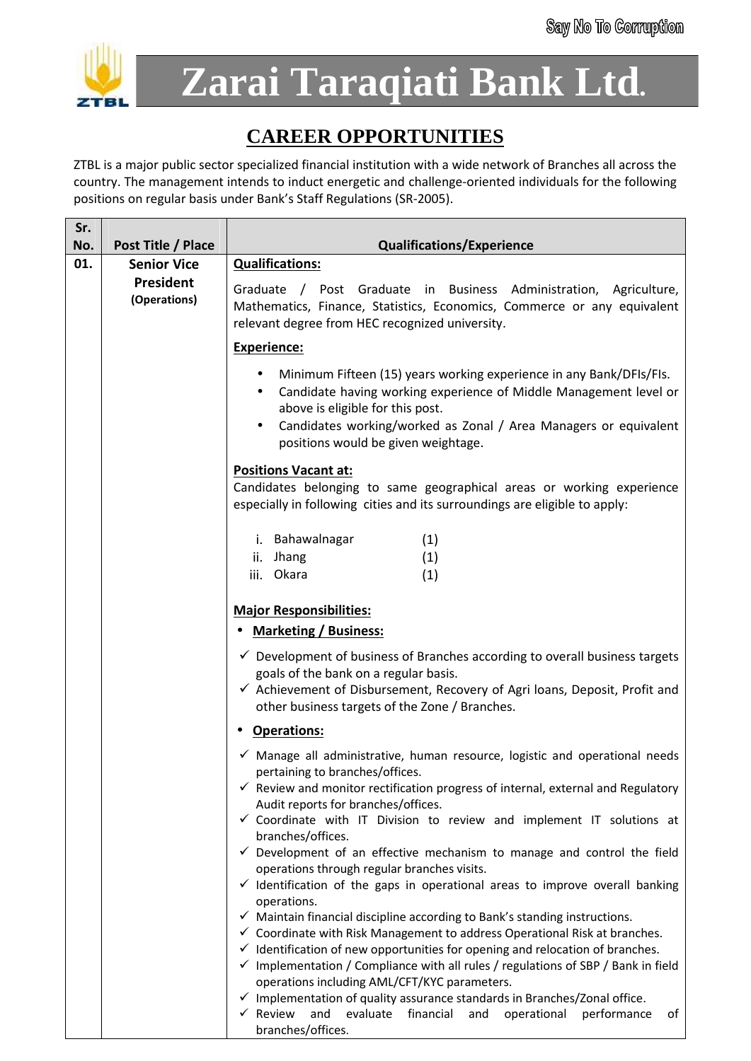Say No To Corruption

# Zarai Taraqiati Bank Ltd.

## CAREER OPPORTUNITIES

ZTBL is a major public sector specialized financial institution with a wide network of Branches all across the country. The management intends to induct energetic and challenge-oriented individuals for the following positions on regular basis under Bank's Staff Regulations (SR-2005).

| Sr. No. | Post Title / Place | Qualifications/Experience |
|---|---|---|
| 01. | **Senior Vice President** **(Operations)** | **Qualifications:**<br><br>Graduate / Post Graduate in Business Administration, Agriculture, Mathematics, Finance, Statistics, Economics, Commerce or any equivalent relevant degree from HEC recognized university.<br><br>**Experience:**<br><br>• Minimum Fifteen (15) years working experience in any Bank/DFIs/FIs.<br>• Candidate having working experience of Middle Management level or above is eligible for this post.<br>• Candidates working/worked as Zonal / Area Managers or equivalent positions would be given weightage.<br><br>**Positions Vacant at:**<br>Candidates belonging to same geographical areas or working experience especially in following cities and its surroundings are eligible to apply:<br><br>i. Bahawalnagar (1)<br>ii. Jhang (1)<br>iii. Okara (1)<br><br>**Major Responsibilities:**<br>• **Marketing / Business:**<br><br>✓ Development of business of Branches according to overall business targets goals of the bank on a regular basis.<br>✓ Achievement of Disbursement, Recovery of Agri loans, Deposit, Profit and other business targets of the Zone / Branches.<br><br>• **Operations:**<br><br>✓ Manage all administrative, human resource, logistic and operational needs pertaining to branches/offices.<br>✓ Review and monitor rectification progress of internal, external and Regulatory Audit reports for branches/offices.<br>✓ Coordinate with IT Division to review and implement IT solutions at branches/offices.<br>✓ Development of an effective mechanism to manage and control the field operations through regular branches visits.<br>✓ Identification of the gaps in operational areas to improve overall banking operations.<br>✓ Maintain financial discipline according to Bank's standing instructions.<br>✓ Coordinate with Risk Management to address Operational Risk at branches.<br>✓ Identification of new opportunities for opening and relocation of branches.<br>✓ Implementation / Compliance with all rules / regulations of SBP / Bank in field operations including AML/CFT/KYC parameters.<br>✓ Implementation of quality assurance standards in Branches/Zonal office.<br>✓ Review and evaluate financial and operational performance of branches/offices. |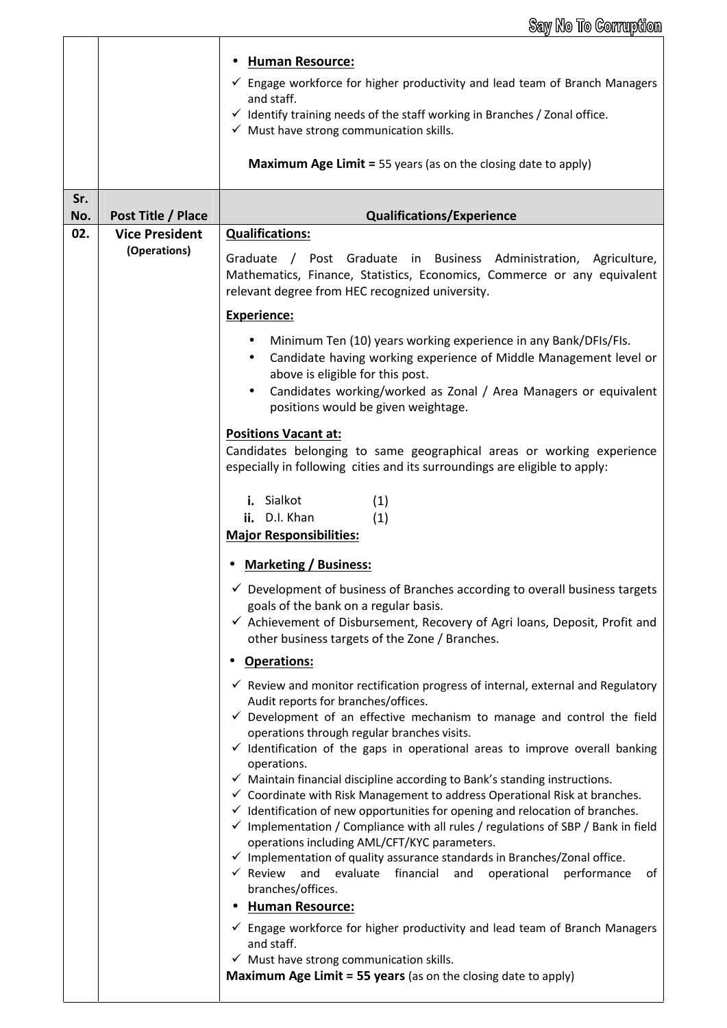| Sr. No. | Post Title / Place | Qualifications/Experience |
|---|---|---|
| | | • **Human Resource:**<br>✓ Engage workforce for higher productivity and lead team of Branch Managers and staff.<br>✓ Identify training needs of the staff working in Branches / Zonal office.<br>✓ Must have strong communication skills.<br><br>**Maximum Age Limit =** 55 years (as on the closing date to apply) |
| **02.** | **Vice President** (Operations) | **Qualifications:**<br>Graduate / Post Graduate in Business Administration, Agriculture, Mathematics, Finance, Statistics, Economics, Commerce or any equivalent relevant degree from HEC recognized university.<br><br>**Experience:**<br>• Minimum Ten (10) years working experience in any Bank/DFIs/FIs.<br>• Candidate having working experience of Middle Management level or above is eligible for this post.<br>• Candidates working/worked as Zonal / Area Managers or equivalent positions would be given weightage.<br><br>**Positions Vacant at:**<br>Candidates belonging to same geographical areas or working experience especially in following cities and its surroundings are eligible to apply:<br><br>**i.** Sialkot (1)<br>**ii.** D.I. Khan (1)<br><br>**Major Responsibilities:**<br><br>• **Marketing / Business:**<br>✓ Development of business of Branches according to overall business targets goals of the bank on a regular basis.<br>✓ Achievement of Disbursement, Recovery of Agri loans, Deposit, Profit and other business targets of the Zone / Branches.<br><br>• **Operations:**<br>✓ Review and monitor rectification progress of internal, external and Regulatory Audit reports for branches/offices.<br>✓ Development of an effective mechanism to manage and control the field operations through regular branches visits.<br>✓ Identification of the gaps in operational areas to improve overall banking operations.<br>✓ Maintain financial discipline according to Bank's standing instructions.<br>✓ Coordinate with Risk Management to address Operational Risk at branches.<br>✓ Identification of new opportunities for opening and relocation of branches.<br>✓ Implementation / Compliance with all rules / regulations of SBP / Bank in field operations including AML/CFT/KYC parameters.<br>✓ Implementation of quality assurance standards in Branches/Zonal office.<br>✓ Review and evaluate financial and operational performance of branches/offices.<br><br>• **Human Resource:**<br>✓ Engage workforce for higher productivity and lead team of Branch Managers and staff.<br>✓ Must have strong communication skills.<br><br>**Maximum Age Limit = 55 years** (as on the closing date to apply) |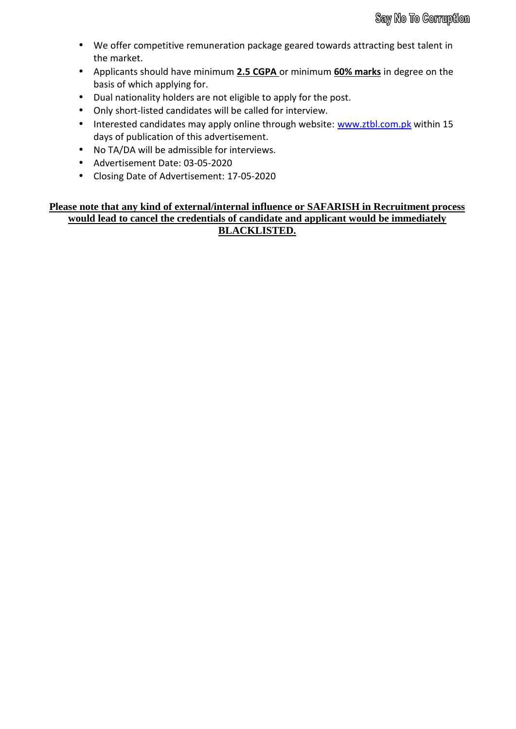Say No To Corruption

- We offer competitive remuneration package geared towards attracting best talent in the market.
- Applicants should have minimum **2.5 CGPA** or minimum **60% marks** in degree on the basis of which applying for.
- Dual nationality holders are not eligible to apply for the post.
- Only short-listed candidates will be called for interview.
- Interested candidates may apply online through website: www.ztbl.com.pk within 15 days of publication of this advertisement.
- No TA/DA will be admissible for interviews.
- Advertisement Date: 03-05-2020
- Closing Date of Advertisement: 17-05-2020

**Please note that any kind of external/internal influence or SAFARISH in Recruitment process would lead to cancel the credentials of candidate and applicant would be immediately BLACKLISTED.**